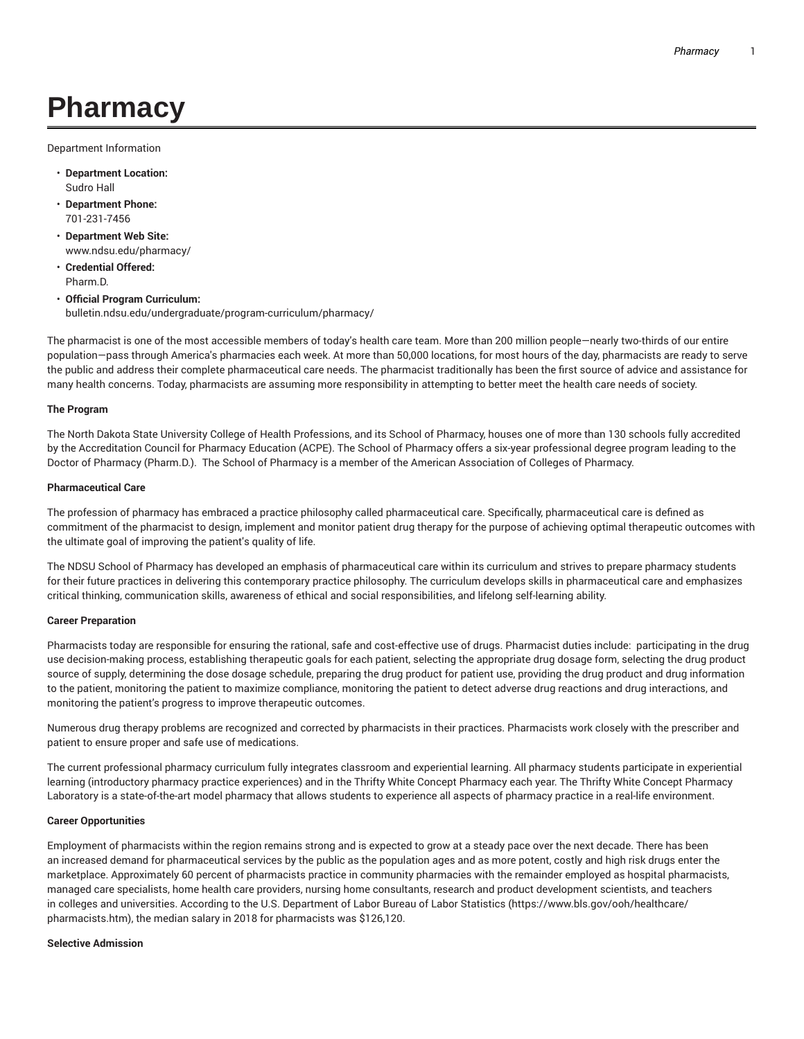# Pharmacy

Department Information

- **Department Location:**
  Sudro Hall
- **Department Phone:**
  701-231-7456
- **Department Web Site:**
  www.ndsu.edu/pharmacy/
- **Credential Offered:**
  Pharm.D.
- **Official Program Curriculum:**
  bulletin.ndsu.edu/undergraduate/program-curriculum/pharmacy/

The pharmacist is one of the most accessible members of today's health care team. More than 200 million people—nearly two-thirds of our entire population—pass through America's pharmacies each week. At more than 50,000 locations, for most hours of the day, pharmacists are ready to serve the public and address their complete pharmaceutical care needs. The pharmacist traditionally has been the first source of advice and assistance for many health concerns. Today, pharmacists are assuming more responsibility in attempting to better meet the health care needs of society.

**The Program**

The North Dakota State University College of Health Professions, and its School of Pharmacy, houses one of more than 130 schools fully accredited by the Accreditation Council for Pharmacy Education (ACPE). The School of Pharmacy offers a six-year professional degree program leading to the Doctor of Pharmacy (Pharm.D.). The School of Pharmacy is a member of the American Association of Colleges of Pharmacy.

**Pharmaceutical Care**

The profession of pharmacy has embraced a practice philosophy called pharmaceutical care. Specifically, pharmaceutical care is defined as commitment of the pharmacist to design, implement and monitor patient drug therapy for the purpose of achieving optimal therapeutic outcomes with the ultimate goal of improving the patient's quality of life.

The NDSU School of Pharmacy has developed an emphasis of pharmaceutical care within its curriculum and strives to prepare pharmacy students for their future practices in delivering this contemporary practice philosophy. The curriculum develops skills in pharmaceutical care and emphasizes critical thinking, communication skills, awareness of ethical and social responsibilities, and lifelong self-learning ability.

**Career Preparation**

Pharmacists today are responsible for ensuring the rational, safe and cost-effective use of drugs. Pharmacist duties include: participating in the drug use decision-making process, establishing therapeutic goals for each patient, selecting the appropriate drug dosage form, selecting the drug product source of supply, determining the dose dosage schedule, preparing the drug product for patient use, providing the drug product and drug information to the patient, monitoring the patient to maximize compliance, monitoring the patient to detect adverse drug reactions and drug interactions, and monitoring the patient's progress to improve therapeutic outcomes.

Numerous drug therapy problems are recognized and corrected by pharmacists in their practices. Pharmacists work closely with the prescriber and patient to ensure proper and safe use of medications.

The current professional pharmacy curriculum fully integrates classroom and experiential learning. All pharmacy students participate in experiential learning (introductory pharmacy practice experiences) and in the Thrifty White Concept Pharmacy each year. The Thrifty White Concept Pharmacy Laboratory is a state-of-the-art model pharmacy that allows students to experience all aspects of pharmacy practice in a real-life environment.

**Career Opportunities**

Employment of pharmacists within the region remains strong and is expected to grow at a steady pace over the next decade. There has been an increased demand for pharmaceutical services by the public as the population ages and as more potent, costly and high risk drugs enter the marketplace. Approximately 60 percent of pharmacists practice in community pharmacies with the remainder employed as hospital pharmacists, managed care specialists, home health care providers, nursing home consultants, research and product development scientists, and teachers in colleges and universities. According to the U.S. Department of Labor Bureau of Labor Statistics (https://www.bls.gov/ooh/healthcare/pharmacists.htm), the median salary in 2018 for pharmacists was $126,120.

**Selective Admission**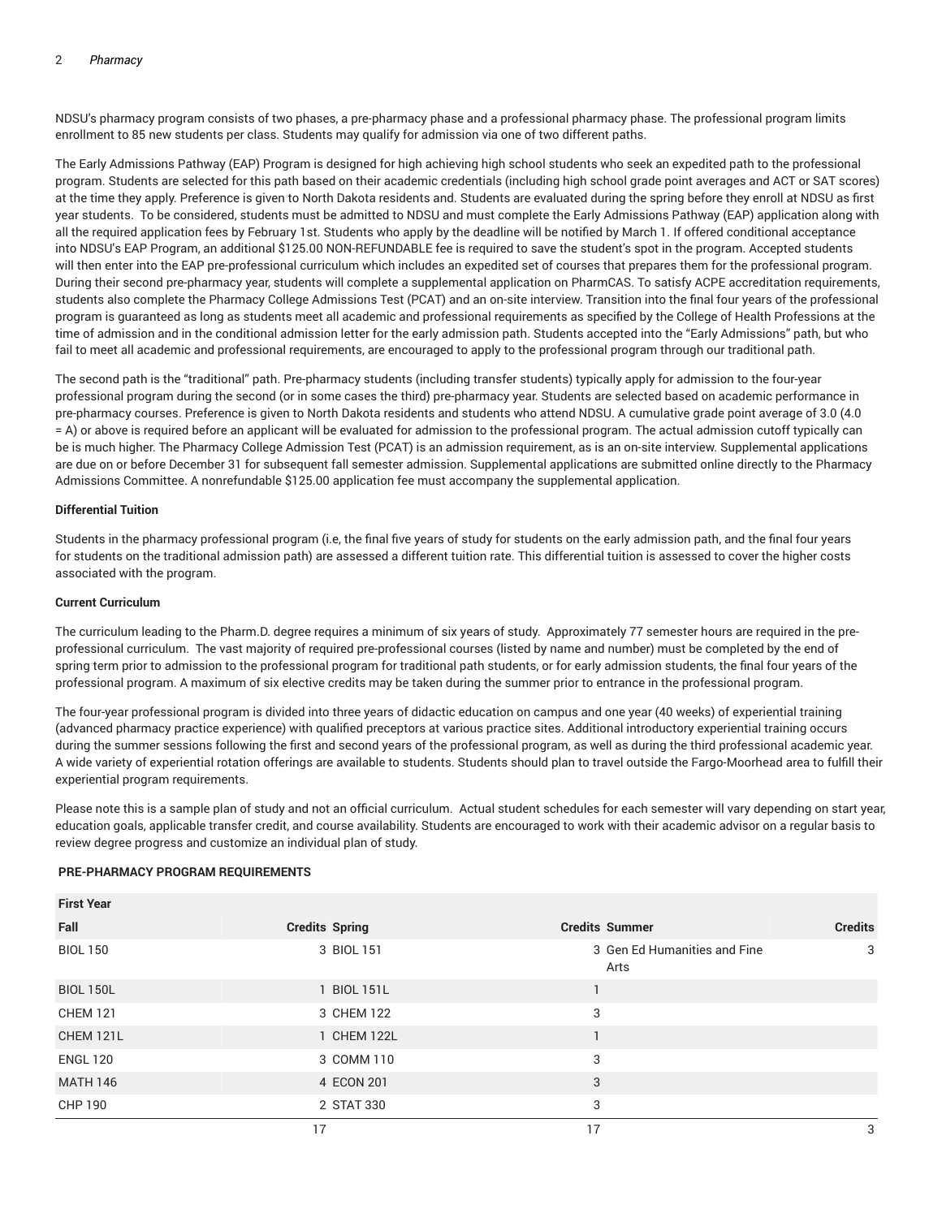NDSU's pharmacy program consists of two phases, a pre-pharmacy phase and a professional pharmacy phase. The professional program limits enrollment to 85 new students per class. Students may qualify for admission via one of two different paths.

The Early Admissions Pathway (EAP) Program is designed for high achieving high school students who seek an expedited path to the professional program. Students are selected for this path based on their academic credentials (including high school grade point averages and ACT or SAT scores) at the time they apply. Preference is given to North Dakota residents and. Students are evaluated during the spring before they enroll at NDSU as first year students. To be considered, students must be admitted to NDSU and must complete the Early Admissions Pathway (EAP) application along with all the required application fees by February 1st. Students who apply by the deadline will be notified by March 1. If offered conditional acceptance into NDSU's EAP Program, an additional $125.00 NON-REFUNDABLE fee is required to save the student's spot in the program. Accepted students will then enter into the EAP pre-professional curriculum which includes an expedited set of courses that prepares them for the professional program. During their second pre-pharmacy year, students will complete a supplemental application on PharmCAS. To satisfy ACPE accreditation requirements, students also complete the Pharmacy College Admissions Test (PCAT) and an on-site interview. Transition into the final four years of the professional program is guaranteed as long as students meet all academic and professional requirements as specified by the College of Health Professions at the time of admission and in the conditional admission letter for the early admission path. Students accepted into the "Early Admissions" path, but who fail to meet all academic and professional requirements, are encouraged to apply to the professional program through our traditional path.

The second path is the "traditional" path. Pre-pharmacy students (including transfer students) typically apply for admission to the four-year professional program during the second (or in some cases the third) pre-pharmacy year. Students are selected based on academic performance in pre-pharmacy courses. Preference is given to North Dakota residents and students who attend NDSU. A cumulative grade point average of 3.0 (4.0 = A) or above is required before an applicant will be evaluated for admission to the professional program. The actual admission cutoff typically can be is much higher. The Pharmacy College Admission Test (PCAT) is an admission requirement, as is an on-site interview. Supplemental applications are due on or before December 31 for subsequent fall semester admission. Supplemental applications are submitted online directly to the Pharmacy Admissions Committee. A nonrefundable $125.00 application fee must accompany the supplemental application.

**Differential Tuition**

Students in the pharmacy professional program (i.e, the final five years of study for students on the early admission path, and the final four years for students on the traditional admission path) are assessed a different tuition rate. This differential tuition is assessed to cover the higher costs associated with the program.

**Current Curriculum**

The curriculum leading to the Pharm.D. degree requires a minimum of six years of study. Approximately 77 semester hours are required in the pre-professional curriculum. The vast majority of required pre-professional courses (listed by name and number) must be completed by the end of spring term prior to admission to the professional program for traditional path students, or for early admission students, the final four years of the professional program. A maximum of six elective credits may be taken during the summer prior to entrance in the professional program.

The four-year professional program is divided into three years of didactic education on campus and one year (40 weeks) of experiential training (advanced pharmacy practice experience) with qualified preceptors at various practice sites. Additional introductory experiential training occurs during the summer sessions following the first and second years of the professional program, as well as during the third professional academic year. A wide variety of experiential rotation offerings are available to students. Students should plan to travel outside the Fargo-Moorhead area to fulfill their experiential program requirements.

Please note this is a sample plan of study and not an official curriculum. Actual student schedules for each semester will vary depending on start year, education goals, applicable transfer credit, and course availability. Students are encouraged to work with their academic advisor on a regular basis to review degree progress and customize an individual plan of study.

**PRE-PHARMACY PROGRAM REQUIREMENTS**

| First Year | | | | | |
|---|---|---|---|---|---|
| **Fall** | **Credits** | **Spring** | **Credits** | **Summer** | **Credits** |
| BIOL 150 | 3 | BIOL 151 | 3 | Gen Ed Humanities and Fine Arts | 3 |
| BIOL 150L | 1 | BIOL 151L | 1 | | |
| CHEM 121 | 3 | CHEM 122 | 3 | | |
| CHEM 121L | 1 | CHEM 122L | 1 | | |
| ENGL 120 | 3 | COMM 110 | 3 | | |
| MATH 146 | 4 | ECON 201 | 3 | | |
| CHP 190 | 2 | STAT 330 | 3 | | |
| | 17 | | 17 | | 3 |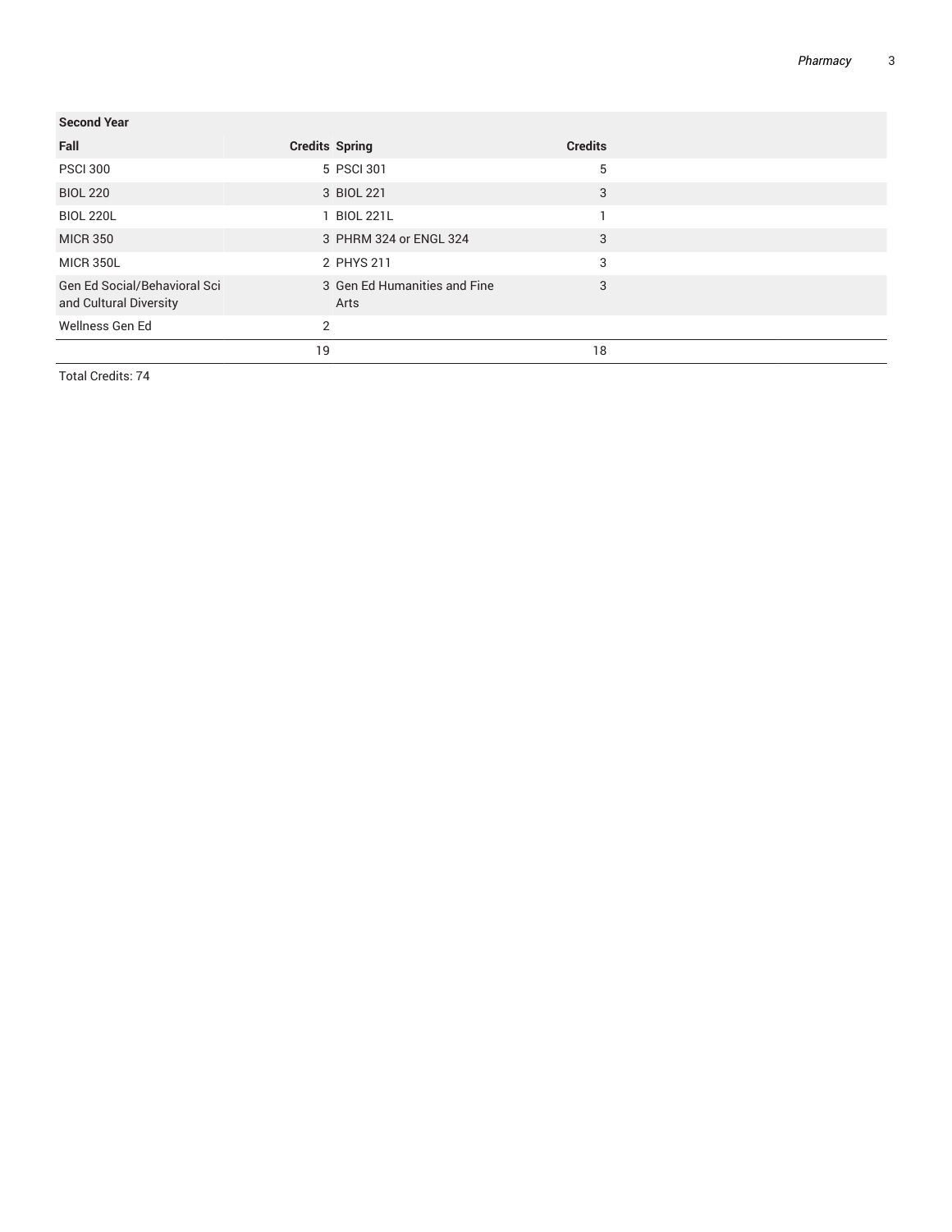| Second Year | | | |
| --- | --- | --- | --- |
| **Fall** | **Credits** | **Spring** | **Credits** |
| PSCI 300 | 5 | PSCI 301 | 5 |
| BIOL 220 | 3 | BIOL 221 | 3 |
| BIOL 220L | 1 | BIOL 221L | 1 |
| MICR 350 | 3 | PHRM 324 or ENGL 324 | 3 |
| MICR 350L | 2 | PHYS 211 | 3 |
| Gen Ed Social/Behavioral Sci and Cultural Diversity | 3 | Gen Ed Humanities and Fine Arts | 3 |
| Wellness Gen Ed | 2 | | |
| | 19 | | 18 |

Total Credits: 74